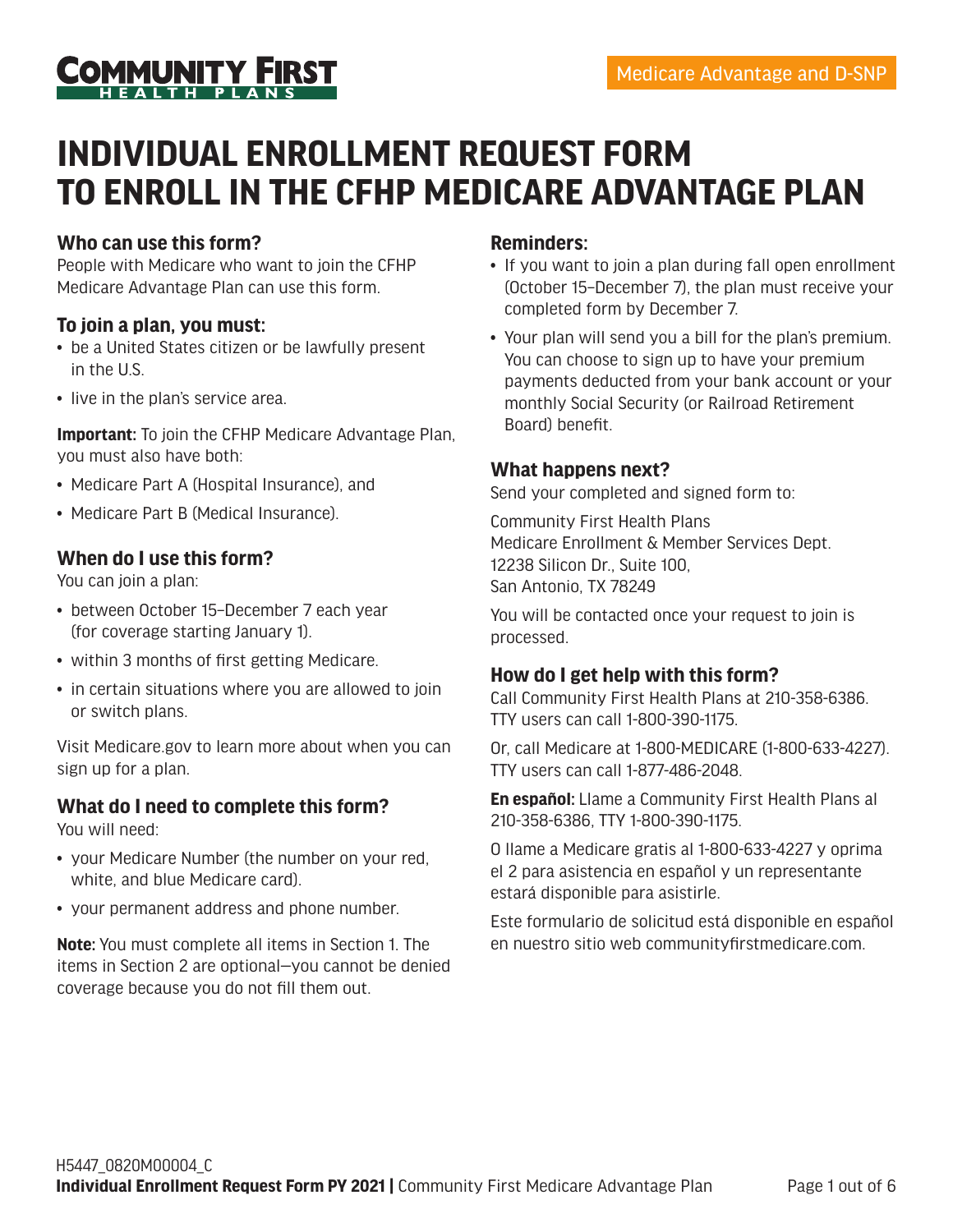**COMMUNITY FIRST HEALTH PLANS**

Medicare Advantage and D-SNP

# INDIVIDUAL ENROLLMENT REQUEST FORM TO ENROLL IN THE CFHP MEDICARE ADVANTAGE PLAN

### Who can use this form?

People with Medicare who want to join the CFHP Medicare Advantage Plan can use this form.

### To join a plan, you must:

- be a United States citizen or be lawfully present in the U.S.
- live in the plan's service area.

**Important:** To join the CFHP Medicare Advantage Plan, you must also have both:

- Medicare Part A (Hospital Insurance), and
- Medicare Part B (Medical Insurance).

### When do I use this form?

You can join a plan:

- between October 15–December 7 each year (for coverage starting January 1).
- within 3 months of first getting Medicare.
- in certain situations where you are allowed to join or switch plans.

Visit Medicare.gov to learn more about when you can sign up for a plan.

### What do I need to complete this form?

You will need:

- your Medicare Number (the number on your red, white, and blue Medicare card).
- your permanent address and phone number.

**Note:** You must complete all items in Section 1. The items in Section 2 are optional—you cannot be denied coverage because you do not fill them out.

### Reminders:

- If you want to join a plan during fall open enrollment (October 15–December 7), the plan must receive your completed form by December 7.
- Your plan will send you a bill for the plan's premium. You can choose to sign up to have your premium payments deducted from your bank account or your monthly Social Security (or Railroad Retirement Board) benefit.

### What happens next?

Send your completed and signed form to:

Community First Health Plans
Medicare Enrollment & Member Services Dept.
12238 Silicon Dr., Suite 100,
San Antonio, TX 78249

You will be contacted once your request to join is processed.

### How do I get help with this form?

Call Community First Health Plans at 210-358-6386. TTY users can call 1-800-390-1175.

Or, call Medicare at 1-800-MEDICARE (1-800-633-4227). TTY users can call 1-877-486-2048.

**En español:** Llame a Community First Health Plans al 210-358-6386, TTY 1-800-390-1175.

O llame a Medicare gratis al 1-800-633-4227 y oprima el 2 para asistencia en español y un representante estará disponible para asistirle.

Este formulario de solicitud está disponible en español en nuestro sitio web communityfirstmedicare.com.

H5447_0820M00004_C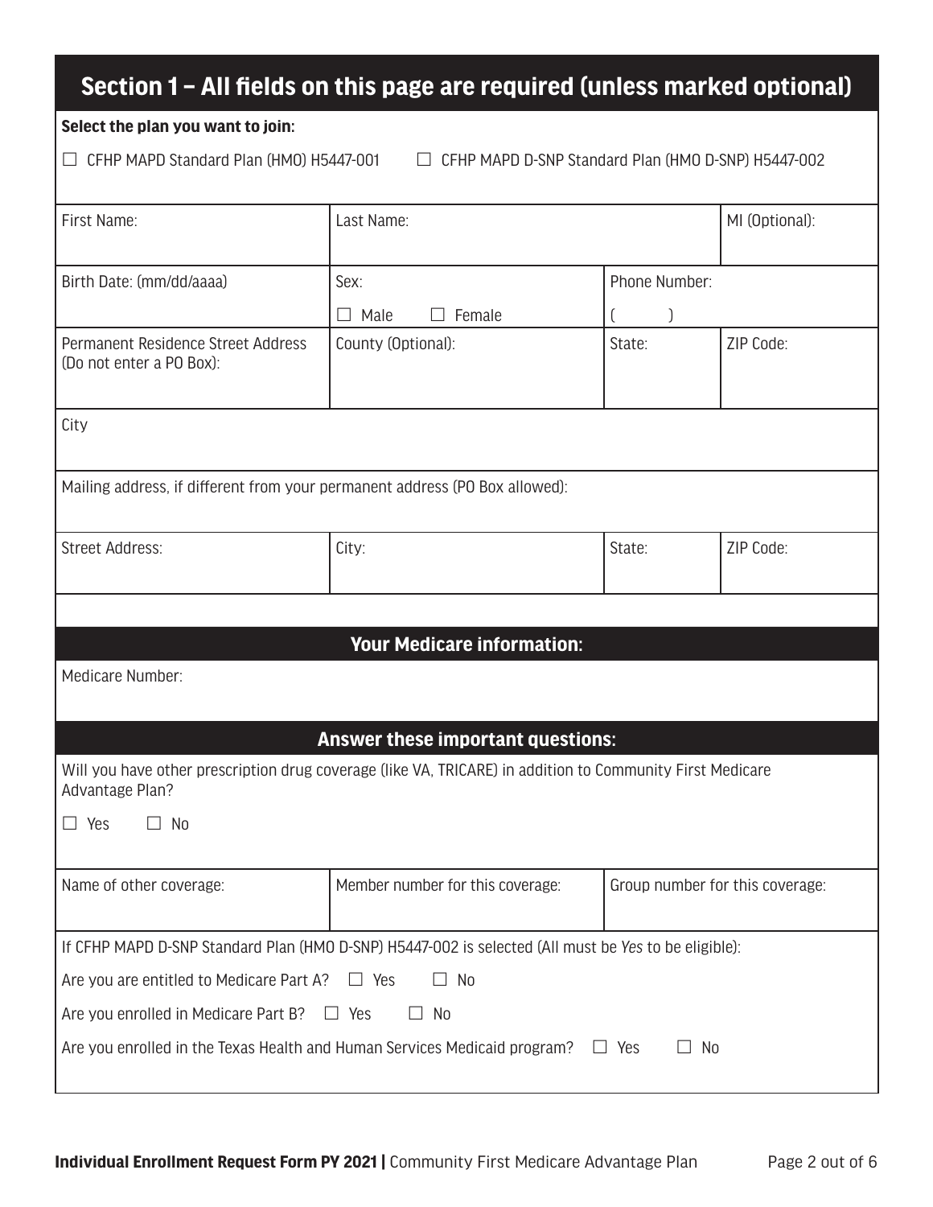## Section 1 – All fields on this page are required (unless marked optional)

**Select the plan you want to join:**

☐ CFHP MAPD Standard Plan (HMO) H5447-001 ☐ CFHP MAPD D-SNP Standard Plan (HMO D-SNP) H5447-002

| First Name: | Last Name: | | MI (Optional): |
|---|---|---|---|
| Birth Date: (mm/dd/aaaa) | Sex: ☐ Male ☐ Female | Phone Number: ( ) | |
| Permanent Residence Street Address (Do not enter a PO Box): | County (Optional): | State: | ZIP Code: |
| City | | | |
| Mailing address, if different from your permanent address (PO Box allowed): | | | |
| Street Address: | City: | State: | ZIP Code: |

### Your Medicare information:

Medicare Number:

### Answer these important questions:

Will you have other prescription drug coverage (like VA, TRICARE) in addition to Community First Medicare Advantage Plan?

☐ Yes ☐ No

| Name of other coverage: | Member number for this coverage: | Group number for this coverage: |
|---|---|---|
| | | |

If CFHP MAPD D-SNP Standard Plan (HMO D-SNP) H5447-002 is selected (All must be *Yes* to be eligible):

Are you are entitled to Medicare Part A? ☐ Yes ☐ No

Are you enrolled in Medicare Part B? ☐ Yes ☐ No

Are you enrolled in the Texas Health and Human Services Medicaid program? ☐ Yes ☐ No

**Individual Enrollment Request Form PY 2021 |** Community First Medicare Advantage Plan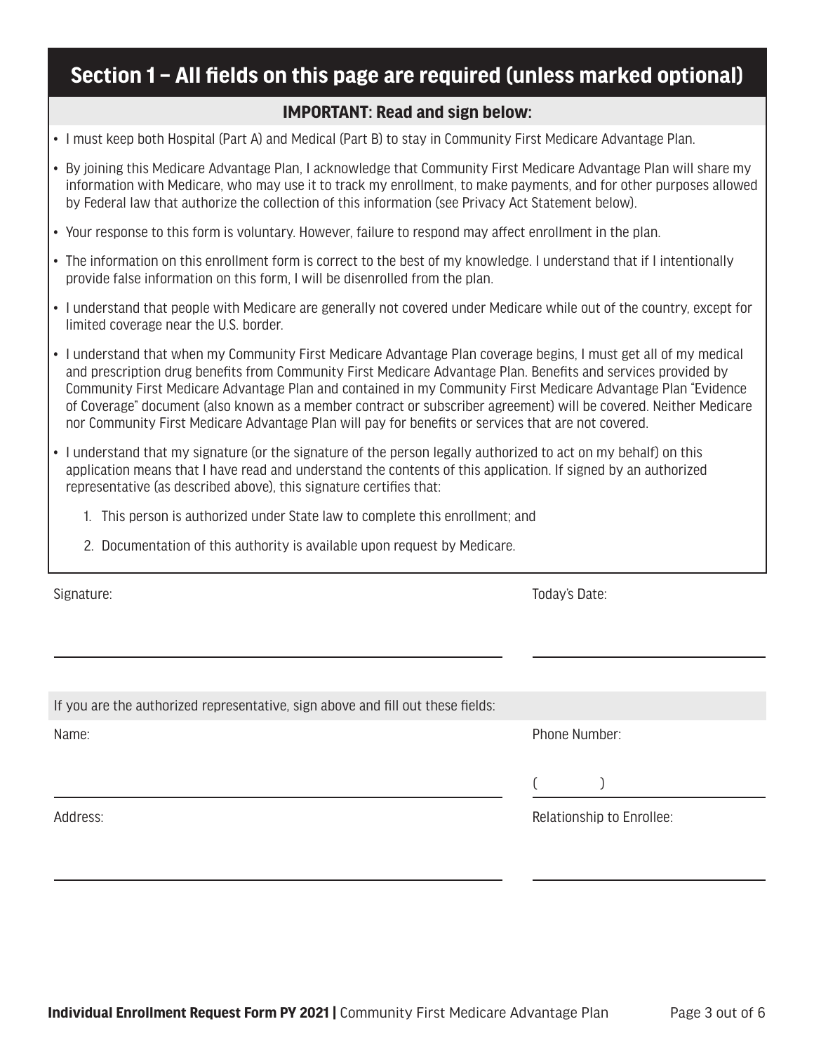## Section 1 – All fields on this page are required (unless marked optional)

### IMPORTANT: Read and sign below:

- I must keep both Hospital (Part A) and Medical (Part B) to stay in Community First Medicare Advantage Plan.
- By joining this Medicare Advantage Plan, I acknowledge that Community First Medicare Advantage Plan will share my information with Medicare, who may use it to track my enrollment, to make payments, and for other purposes allowed by Federal law that authorize the collection of this information (see Privacy Act Statement below).
- Your response to this form is voluntary. However, failure to respond may affect enrollment in the plan.
- The information on this enrollment form is correct to the best of my knowledge. I understand that if I intentionally provide false information on this form, I will be disenrolled from the plan.
- I understand that people with Medicare are generally not covered under Medicare while out of the country, except for limited coverage near the U.S. border.
- I understand that when my Community First Medicare Advantage Plan coverage begins, I must get all of my medical and prescription drug benefits from Community First Medicare Advantage Plan. Benefits and services provided by Community First Medicare Advantage Plan and contained in my Community First Medicare Advantage Plan "Evidence of Coverage" document (also known as a member contract or subscriber agreement) will be covered. Neither Medicare nor Community First Medicare Advantage Plan will pay for benefits or services that are not covered.
- I understand that my signature (or the signature of the person legally authorized to act on my behalf) on this application means that I have read and understand the contents of this application. If signed by an authorized representative (as described above), this signature certifies that:
  1. This person is authorized under State law to complete this enrollment; and
  2. Documentation of this authority is available upon request by Medicare.

Signature: ______________________________ Today's Date: ______________

If you are the authorized representative, sign above and fill out these fields:

Name: ______________________________ Phone Number: (      ) ______________

Address: ______________________________ Relationship to Enrollee: ______________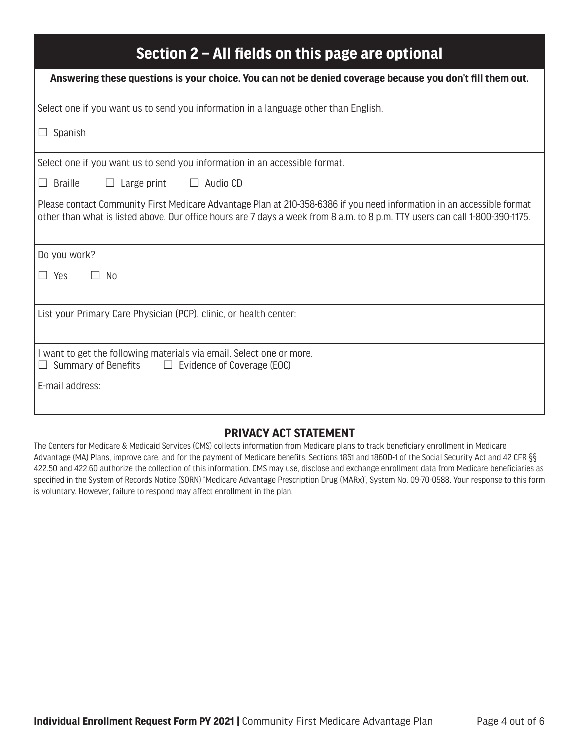## Section 2 – All fields on this page are optional

**Answering these questions is your choice. You can not be denied coverage because you don't fill them out.**

Select one if you want us to send you information in a language other than English.

☐ Spanish

Select one if you want us to send you information in an accessible format.

☐ Braille ☐ Large print ☐ Audio CD

Please contact Community First Medicare Advantage Plan at 210-358-6386 if you need information in an accessible format other than what is listed above. Our office hours are 7 days a week from 8 a.m. to 8 p.m. TTY users can call 1-800-390-1175.

Do you work?

☐ Yes ☐ No

List your Primary Care Physician (PCP), clinic, or health center:

I want to get the following materials via email. Select one or more.

☐ Summary of Benefits ☐ Evidence of Coverage (EOC)

E-mail address:

### PRIVACY ACT STATEMENT

The Centers for Medicare & Medicaid Services (CMS) collects information from Medicare plans to track beneficiary enrollment in Medicare Advantage (MA) Plans, improve care, and for the payment of Medicare benefits. Sections 1851 and 1860D-1 of the Social Security Act and 42 CFR §§ 422.50 and 422.60 authorize the collection of this information. CMS may use, disclose and exchange enrollment data from Medicare beneficiaries as specified in the System of Records Notice (SORN) "Medicare Advantage Prescription Drug (MARx)", System No. 09-70-0588. Your response to this form is voluntary. However, failure to respond may affect enrollment in the plan.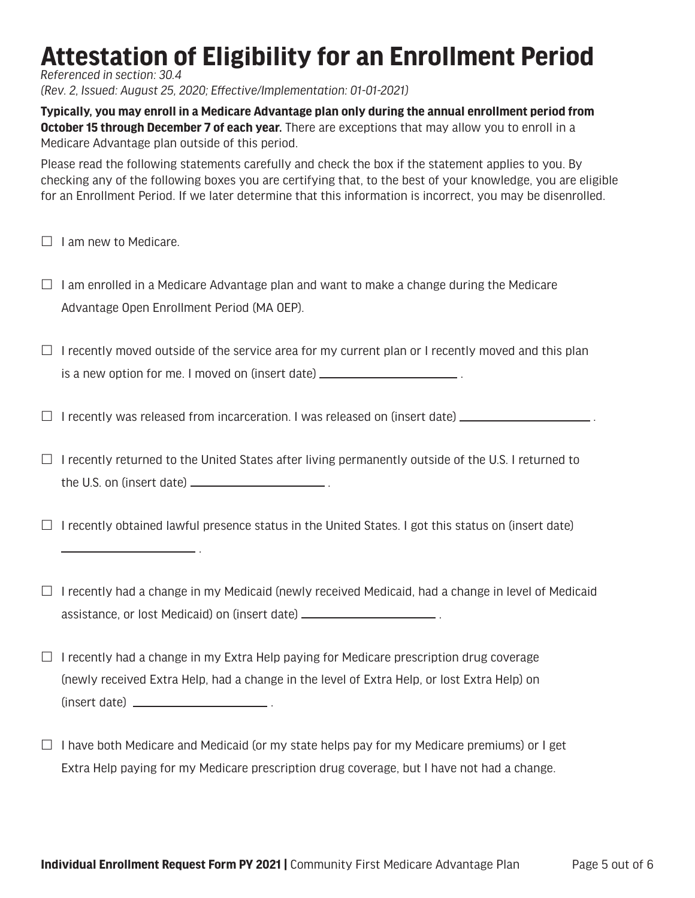# Attestation of Eligibility for an Enrollment Period

*Referenced in section: 30.4*
*(Rev. 2, Issued: August 25, 2020; Effective/Implementation: 01-01-2021)*

**Typically, you may enroll in a Medicare Advantage plan only during the annual enrollment period from October 15 through December 7 of each year.** There are exceptions that may allow you to enroll in a Medicare Advantage plan outside of this period.

Please read the following statements carefully and check the box if the statement applies to you. By checking any of the following boxes you are certifying that, to the best of your knowledge, you are eligible for an Enrollment Period. If we later determine that this information is incorrect, you may be disenrolled.

☐ I am new to Medicare.

☐ I am enrolled in a Medicare Advantage plan and want to make a change during the Medicare Advantage Open Enrollment Period (MA OEP).

☐ I recently moved outside of the service area for my current plan or I recently moved and this plan is a new option for me. I moved on (insert date) ____________________ .

☐ I recently was released from incarceration. I was released on (insert date) ____________________ .

☐ I recently returned to the United States after living permanently outside of the U.S. I returned to the U.S. on (insert date) ____________________ .

☐ I recently obtained lawful presence status in the United States. I got this status on (insert date) ____________________ .

☐ I recently had a change in my Medicaid (newly received Medicaid, had a change in level of Medicaid assistance, or lost Medicaid) on (insert date) ____________________ .

☐ I recently had a change in my Extra Help paying for Medicare prescription drug coverage (newly received Extra Help, had a change in the level of Extra Help, or lost Extra Help) on (insert date) ____________________ .

☐ I have both Medicare and Medicaid (or my state helps pay for my Medicare premiums) or I get Extra Help paying for my Medicare prescription drug coverage, but I have not had a change.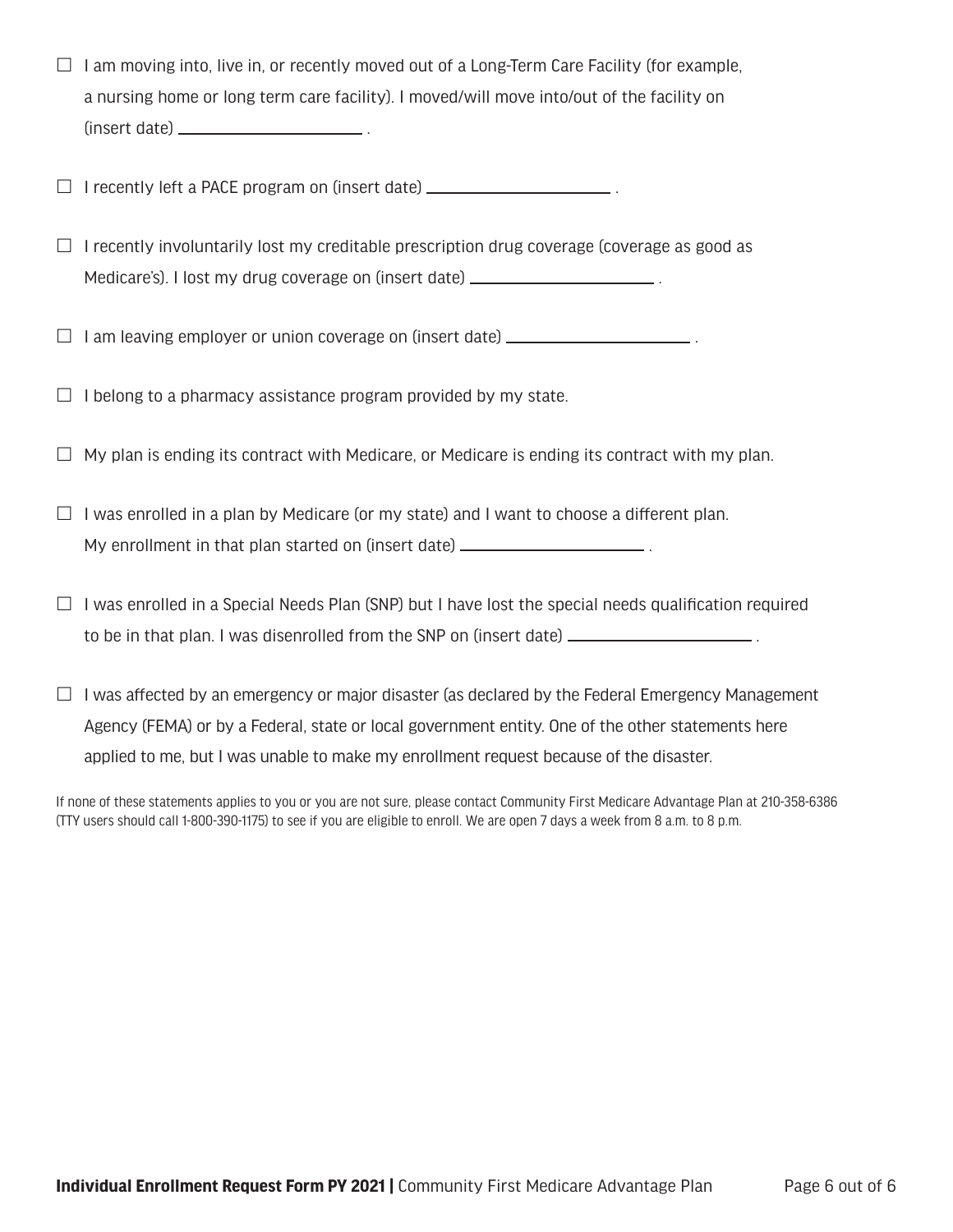- ☐ I am moving into, live in, or recently moved out of a Long-Term Care Facility (for example, a nursing home or long term care facility). I moved/will move into/out of the facility on (insert date) \_\_\_\_\_\_\_\_\_\_\_\_\_\_\_\_\_\_\_\_ .

- ☐ I recently left a PACE program on (insert date) \_\_\_\_\_\_\_\_\_\_\_\_\_\_\_\_\_\_\_\_ .

- ☐ I recently involuntarily lost my creditable prescription drug coverage (coverage as good as Medicare's). I lost my drug coverage on (insert date) \_\_\_\_\_\_\_\_\_\_\_\_\_\_\_\_\_\_\_\_ .

- ☐ I am leaving employer or union coverage on (insert date) \_\_\_\_\_\_\_\_\_\_\_\_\_\_\_\_\_\_\_\_ .

- ☐ I belong to a pharmacy assistance program provided by my state.

- ☐ My plan is ending its contract with Medicare, or Medicare is ending its contract with my plan.

- ☐ I was enrolled in a plan by Medicare (or my state) and I want to choose a different plan. My enrollment in that plan started on (insert date) \_\_\_\_\_\_\_\_\_\_\_\_\_\_\_\_\_\_\_\_ .

- ☐ I was enrolled in a Special Needs Plan (SNP) but I have lost the special needs qualification required to be in that plan. I was disenrolled from the SNP on (insert date) \_\_\_\_\_\_\_\_\_\_\_\_\_\_\_\_\_\_\_\_ .

- ☐ I was affected by an emergency or major disaster (as declared by the Federal Emergency Management Agency (FEMA) or by a Federal, state or local government entity. One of the other statements here applied to me, but I was unable to make my enrollment request because of the disaster.

If none of these statements applies to you or you are not sure, please contact Community First Medicare Advantage Plan at 210-358-6386 (TTY users should call 1-800-390-1175) to see if you are eligible to enroll. We are open 7 days a week from 8 a.m. to 8 p.m.